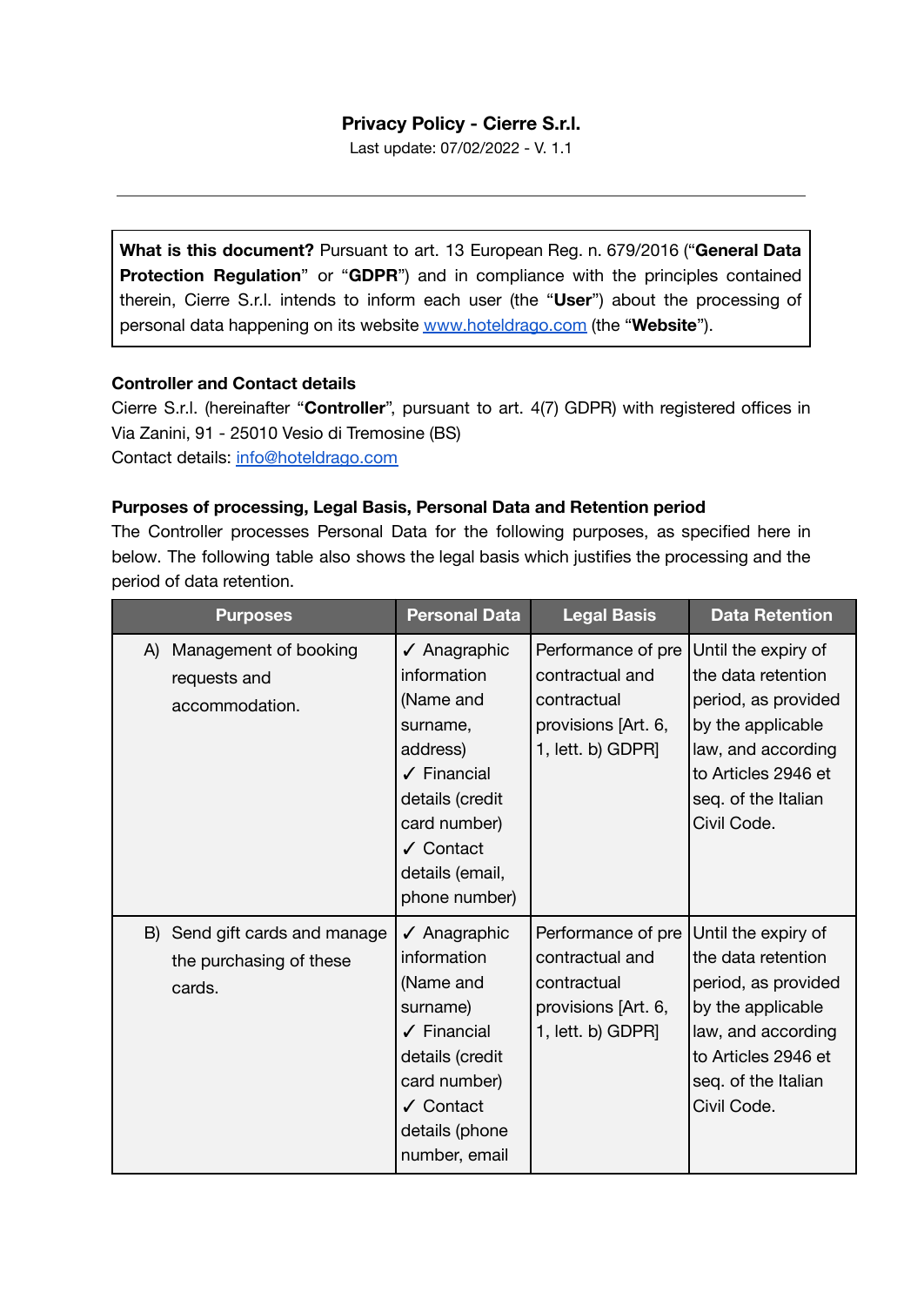# Privacy Policy - Cierre S.r.l.

Last update: 07/02/2022 - V. 1.1

---

**What is this document?** Pursuant to art. 13 European Reg. n. 679/2016 ("**General Data Protection Regulation**" or "**GDPR**") and in compliance with the principles contained therein, Cierre S.r.l. intends to inform each user (the "**User**") about the processing of personal data happening on its website [www.hoteldrago.com](http://www.hoteldrago.com) (the "**Website**").

**Controller and Contact details**

Cierre S.r.l. (hereinafter "**Controller**", pursuant to art. 4(7) GDPR) with registered offices in Via Zanini, 91 - 25010 Vesio di Tremosine (BS)

Contact details: [info@hoteldrago.com](mailto:info@hoteldrago.com)

**Purposes of processing, Legal Basis, Personal Data and Retention period**

The Controller processes Personal Data for the following purposes, as specified here in below. The following table also shows the legal basis which justifies the processing and the period of data retention.

| Purposes | Personal Data | Legal Basis | Data Retention |
|---|---|---|---|
| A) Management of booking requests and accommodation. | ✓ Anagraphic information (Name and surname, address)<br>✓ Financial details (credit card number)<br>✓ Contact details (email, phone number) | Performance of pre contractual and contractual provisions [Art. 6, 1, lett. b) GDPR] | Until the expiry of the data retention period, as provided by the applicable law, and according to Articles 2946 et seq. of the Italian Civil Code. |
| B) Send gift cards and manage the purchasing of these cards. | ✓ Anagraphic information (Name and surname)<br>✓ Financial details (credit card number)<br>✓ Contact details (phone number, email | Performance of pre contractual and contractual provisions [Art. 6, 1, lett. b) GDPR] | Until the expiry of the data retention period, as provided by the applicable law, and according to Articles 2946 et seq. of the Italian Civil Code. |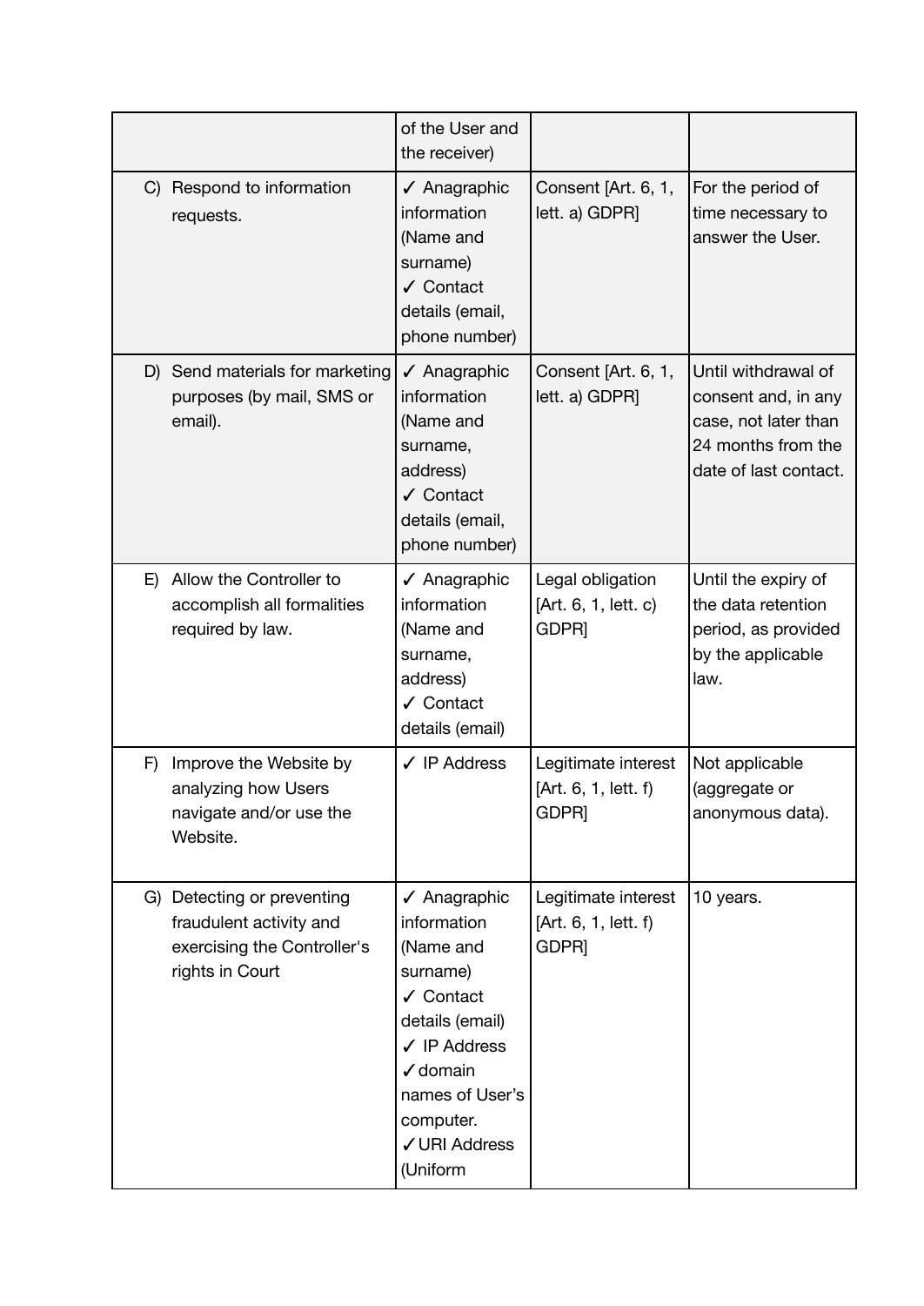| | | | |
|---|---|---|---|
| | of the User and the receiver) | | |
| C) Respond to information requests. | ✓ Anagraphic information (Name and surname)<br>✓ Contact details (email, phone number) | Consent [Art. 6, 1, lett. a) GDPR] | For the period of time necessary to answer the User. |
| D) Send materials for marketing purposes (by mail, SMS or email). | ✓ Anagraphic information (Name and surname, address)<br>✓ Contact details (email, phone number) | Consent [Art. 6, 1, lett. a) GDPR] | Until withdrawal of consent and, in any case, not later than 24 months from the date of last contact. |
| E) Allow the Controller to accomplish all formalities required by law. | ✓ Anagraphic information (Name and surname, address)<br>✓ Contact details (email) | Legal obligation [Art. 6, 1, lett. c) GDPR] | Until the expiry of the data retention period, as provided by the applicable law. |
| F) Improve the Website by analyzing how Users navigate and/or use the Website. | ✓ IP Address | Legitimate interest [Art. 6, 1, lett. f) GDPR] | Not applicable (aggregate or anonymous data). |
| G) Detecting or preventing fraudulent activity and exercising the Controller's rights in Court | ✓ Anagraphic information (Name and surname)<br>✓ Contact details (email)<br>✓ IP Address<br>✓domain names of User's computer.<br>✓URI Address (Uniform | Legitimate interest [Art. 6, 1, lett. f) GDPR] | 10 years. |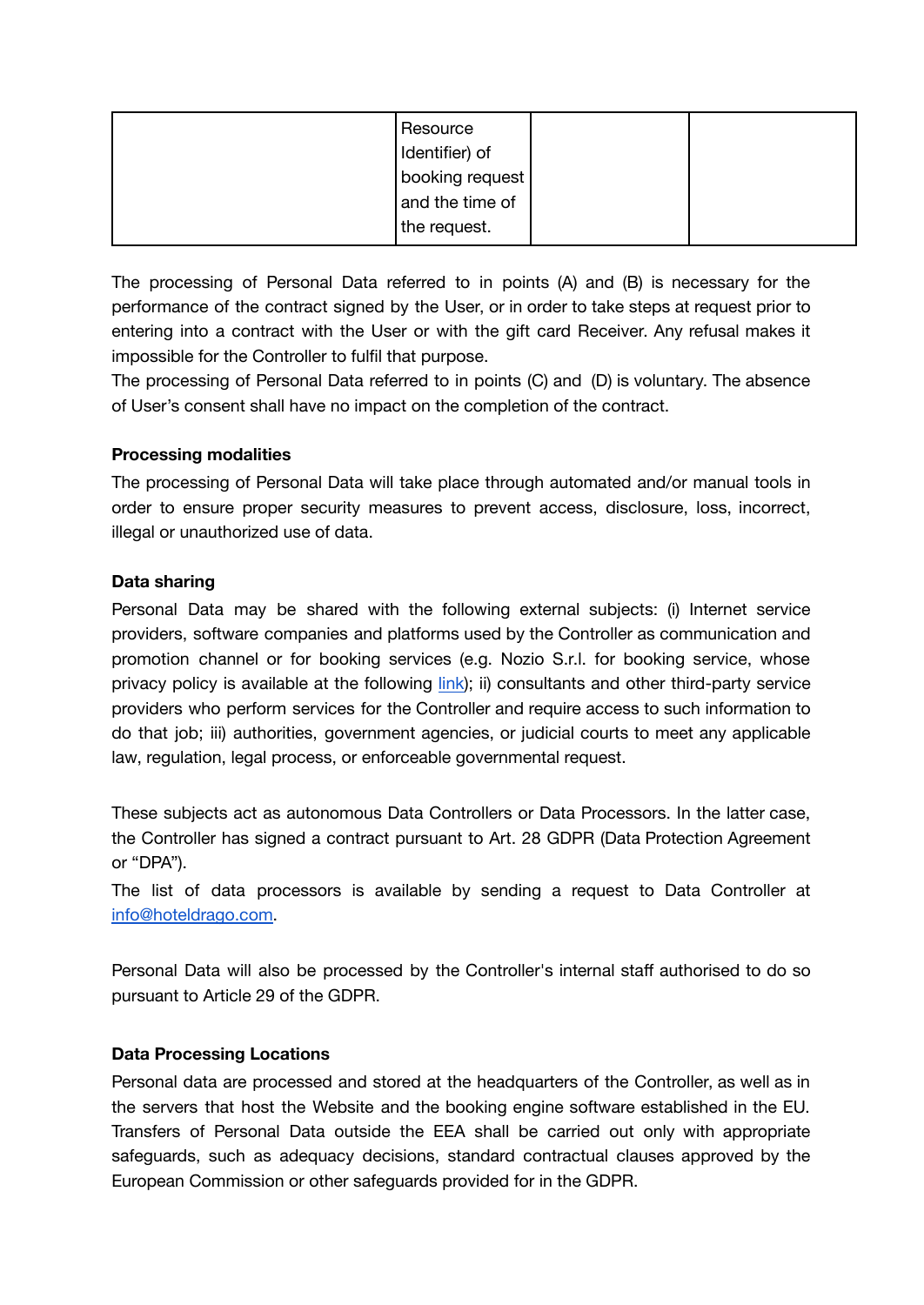|  | Resource Identifier) of booking request and the time of the request. |  |  |
|---|---|---|---|

The processing of Personal Data referred to in points (A) and (B) is necessary for the performance of the contract signed by the User, or in order to take steps at request prior to entering into a contract with the User or with the gift card Receiver. Any refusal makes it impossible for the Controller to fulfil that purpose.
The processing of Personal Data referred to in points (C) and (D) is voluntary. The absence of User's consent shall have no impact on the completion of the contract.

**Processing modalities**

The processing of Personal Data will take place through automated and/or manual tools in order to ensure proper security measures to prevent access, disclosure, loss, incorrect, illegal or unauthorized use of data.

**Data sharing**

Personal Data may be shared with the following external subjects: (i) Internet service providers, software companies and platforms used by the Controller as communication and promotion channel or for booking services (e.g. Nozio S.r.l. for booking service, whose privacy policy is available at the following link); ii) consultants and other third-party service providers who perform services for the Controller and require access to such information to do that job; iii) authorities, government agencies, or judicial courts to meet any applicable law, regulation, legal process, or enforceable governmental request.

These subjects act as autonomous Data Controllers or Data Processors. In the latter case, the Controller has signed a contract pursuant to Art. 28 GDPR (Data Protection Agreement or "DPA").
The list of data processors is available by sending a request to Data Controller at info@hoteldrago.com.

Personal Data will also be processed by the Controller's internal staff authorised to do so pursuant to Article 29 of the GDPR.

**Data Processing Locations**

Personal data are processed and stored at the headquarters of the Controller, as well as in the servers that host the Website and the booking engine software established in the EU. Transfers of Personal Data outside the EEA shall be carried out only with appropriate safeguards, such as adequacy decisions, standard contractual clauses approved by the European Commission or other safeguards provided for in the GDPR.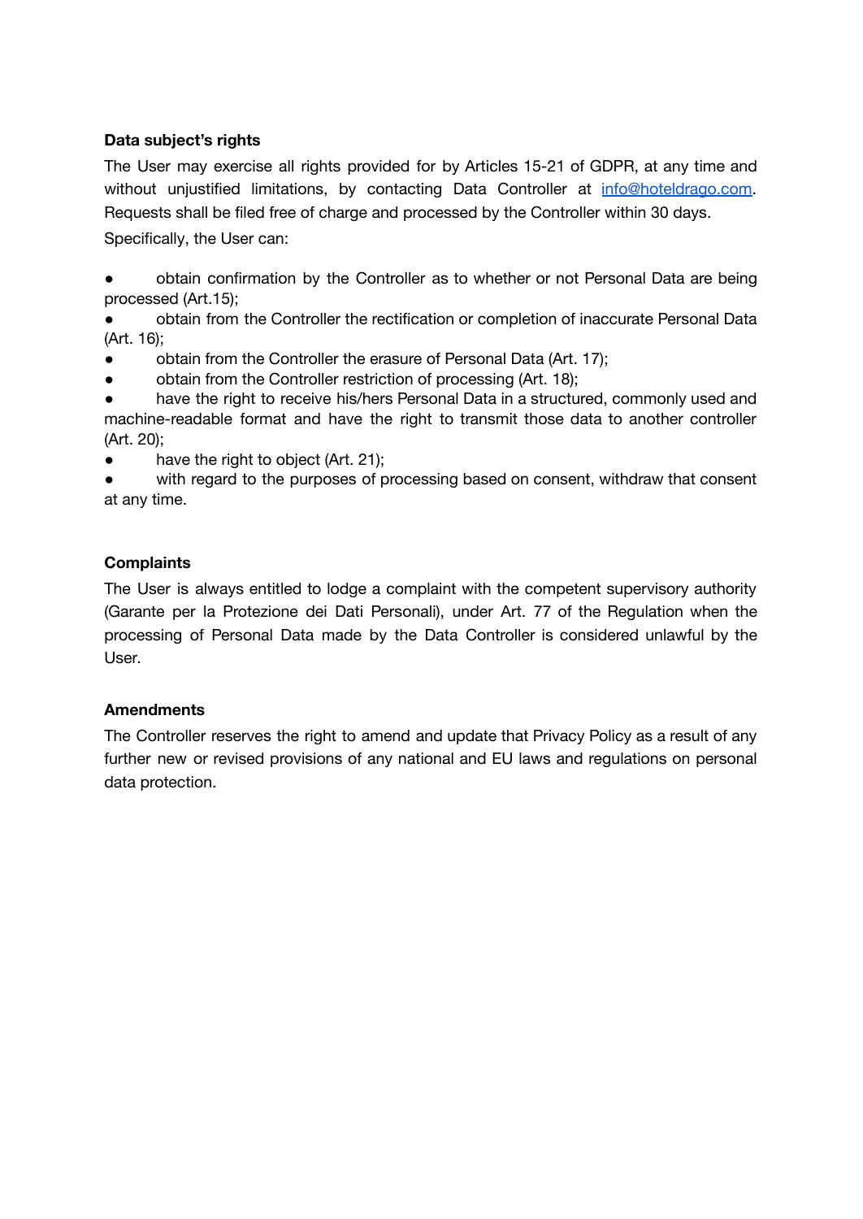**Data subject's rights**

The User may exercise all rights provided for by Articles 15-21 of GDPR, at any time and without unjustified limitations, by contacting Data Controller at info@hoteldrago.com. Requests shall be filed free of charge and processed by the Controller within 30 days.

Specifically, the User can:

- obtain confirmation by the Controller as to whether or not Personal Data are being processed (Art.15);
- obtain from the Controller the rectification or completion of inaccurate Personal Data (Art. 16);
- obtain from the Controller the erasure of Personal Data (Art. 17);
- obtain from the Controller restriction of processing (Art. 18);
- have the right to receive his/hers Personal Data in a structured, commonly used and machine-readable format and have the right to transmit those data to another controller (Art. 20);
- have the right to object (Art. 21);
- with regard to the purposes of processing based on consent, withdraw that consent at any time.

**Complaints**

The User is always entitled to lodge a complaint with the competent supervisory authority (Garante per la Protezione dei Dati Personali), under Art. 77 of the Regulation when the processing of Personal Data made by the Data Controller is considered unlawful by the User.

**Amendments**

The Controller reserves the right to amend and update that Privacy Policy as a result of any further new or revised provisions of any national and EU laws and regulations on personal data protection.